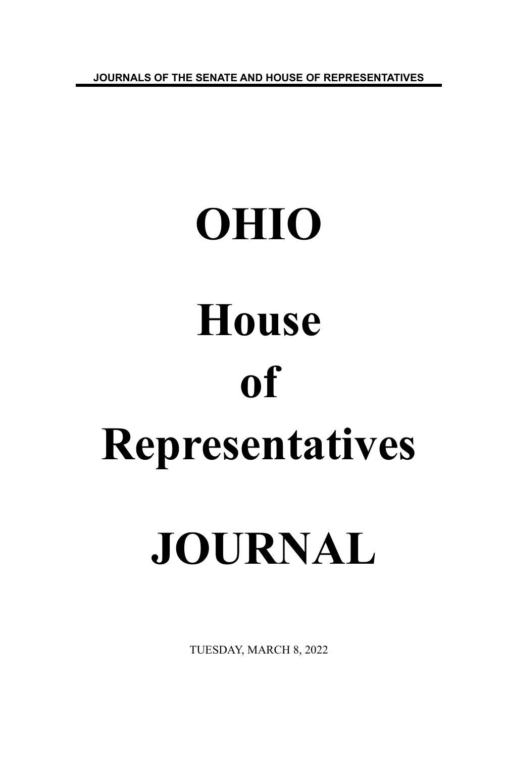JOURNALS OF THE SENATE AND HOUSE OF REPRESENTATIVES

# OHIO

# House

# of

# Representatives

# JOURNAL

TUESDAY, MARCH 8, 2022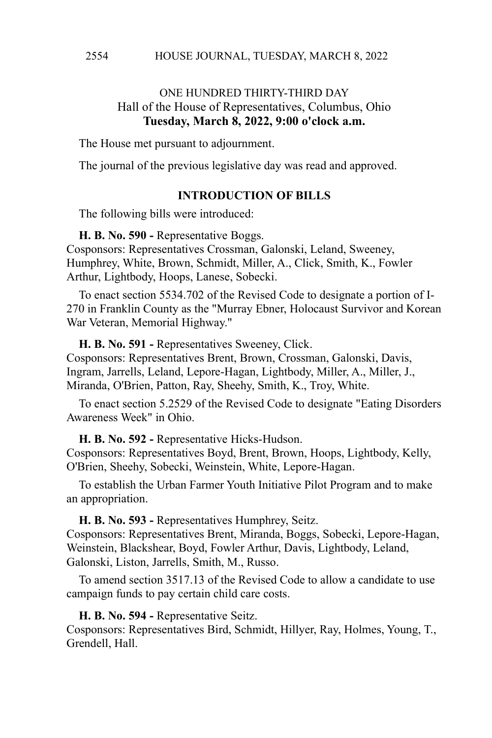# ONE HUNDRED THIRTY-THIRD DAY
## Hall of the House of Representatives, Columbus, Ohio
**Tuesday, March 8, 2022, 9:00 o'clock a.m.**

The House met pursuant to adjournment.

The journal of the previous legislative day was read and approved.

### INTRODUCTION OF BILLS

The following bills were introduced:

**H. B. No. 590 -** Representative Boggs.
Cosponsors: Representatives Crossman, Galonski, Leland, Sweeney, Humphrey, White, Brown, Schmidt, Miller, A., Click, Smith, K., Fowler Arthur, Lightbody, Hoops, Lanese, Sobecki.

To enact section 5534.702 of the Revised Code to designate a portion of I-270 in Franklin County as the "Murray Ebner, Holocaust Survivor and Korean War Veteran, Memorial Highway."

**H. B. No. 591 -** Representatives Sweeney, Click.
Cosponsors: Representatives Brent, Brown, Crossman, Galonski, Davis, Ingram, Jarrells, Leland, Lepore-Hagan, Lightbody, Miller, A., Miller, J., Miranda, O'Brien, Patton, Ray, Sheehy, Smith, K., Troy, White.

To enact section 5.2529 of the Revised Code to designate "Eating Disorders Awareness Week" in Ohio.

**H. B. No. 592 -** Representative Hicks-Hudson.
Cosponsors: Representatives Boyd, Brent, Brown, Hoops, Lightbody, Kelly, O'Brien, Sheehy, Sobecki, Weinstein, White, Lepore-Hagan.

To establish the Urban Farmer Youth Initiative Pilot Program and to make an appropriation.

**H. B. No. 593 -** Representatives Humphrey, Seitz.
Cosponsors: Representatives Brent, Miranda, Boggs, Sobecki, Lepore-Hagan, Weinstein, Blackshear, Boyd, Fowler Arthur, Davis, Lightbody, Leland, Galonski, Liston, Jarrells, Smith, M., Russo.

To amend section 3517.13 of the Revised Code to allow a candidate to use campaign funds to pay certain child care costs.

**H. B. No. 594 -** Representative Seitz.
Cosponsors: Representatives Bird, Schmidt, Hillyer, Ray, Holmes, Young, T., Grendell, Hall.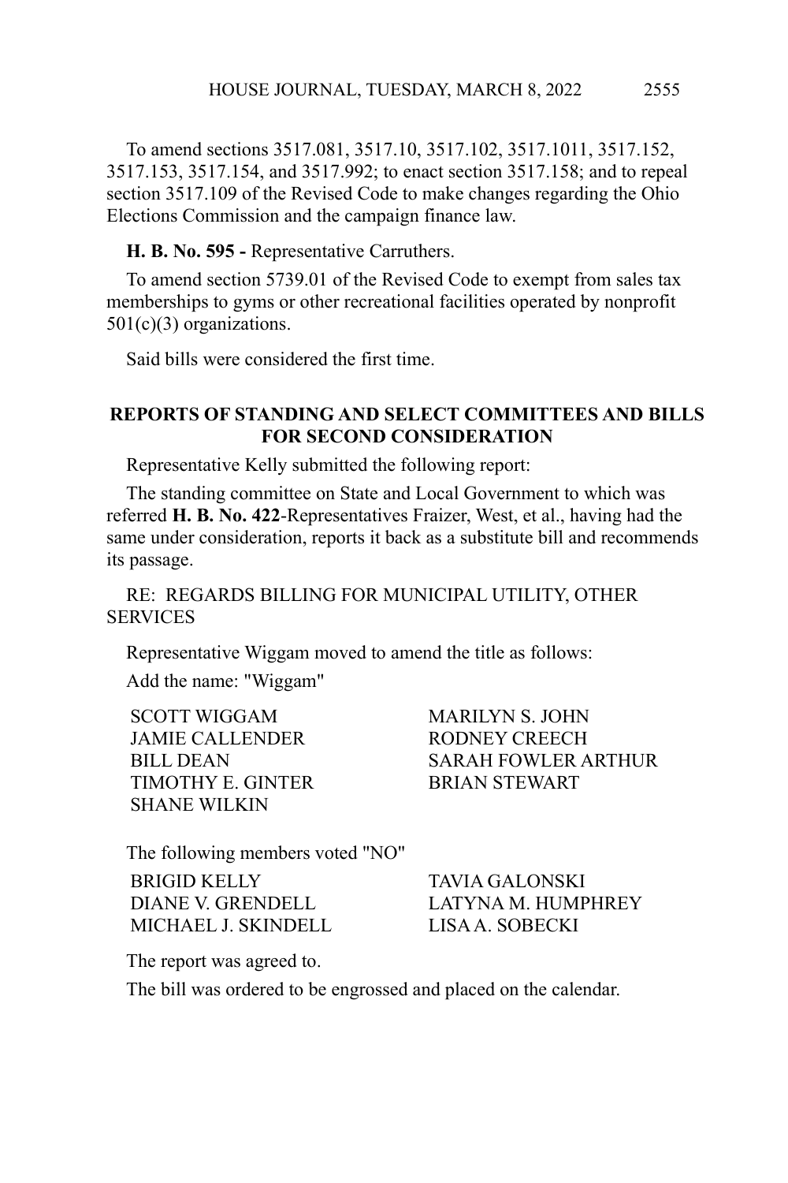To amend sections 3517.081, 3517.10, 3517.102, 3517.1011, 3517.152, 3517.153, 3517.154, and 3517.992; to enact section 3517.158; and to repeal section 3517.109 of the Revised Code to make changes regarding the Ohio Elections Commission and the campaign finance law.

**H. B. No. 595 -** Representative Carruthers.

To amend section 5739.01 of the Revised Code to exempt from sales tax memberships to gyms or other recreational facilities operated by nonprofit 501(c)(3) organizations.

Said bills were considered the first time.

## REPORTS OF STANDING AND SELECT COMMITTEES AND BILLS FOR SECOND CONSIDERATION

Representative Kelly submitted the following report:

The standing committee on State and Local Government to which was referred **H. B. No. 422**-Representatives Fraizer, West, et al., having had the same under consideration, reports it back as a substitute bill and recommends its passage.

RE: REGARDS BILLING FOR MUNICIPAL UTILITY, OTHER SERVICES

Representative Wiggam moved to amend the title as follows:

Add the name: "Wiggam"

| | |
|---|---|
| SCOTT WIGGAM | MARILYN S. JOHN |
| JAMIE CALLENDER | RODNEY CREECH |
| BILL DEAN | SARAH FOWLER ARTHUR |
| TIMOTHY E. GINTER | BRIAN STEWART |
| SHANE WILKIN | |

The following members voted "NO"

| | |
|---|---|
| BRIGID KELLY | TAVIA GALONSKI |
| DIANE V. GRENDELL | LATYNA M. HUMPHREY |
| MICHAEL J. SKINDELL | LISA A. SOBECKI |

The report was agreed to.

The bill was ordered to be engrossed and placed on the calendar.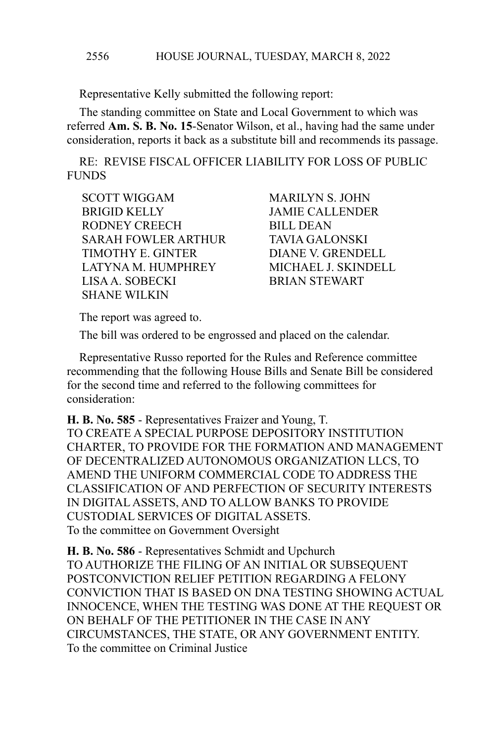Representative Kelly submitted the following report:

The standing committee on State and Local Government to which was referred **Am. S. B. No. 15**-Senator Wilson, et al., having had the same under consideration, reports it back as a substitute bill and recommends its passage.

RE: REVISE FISCAL OFFICER LIABILITY FOR LOSS OF PUBLIC FUNDS

SCOTT WIGGAM
BRIGID KELLY
RODNEY CREECH
SARAH FOWLER ARTHUR
TIMOTHY E. GINTER
LATYNA M. HUMPHREY
LISA A. SOBECKI
SHANE WILKIN
MARILYN S. JOHN
JAMIE CALLENDER
BILL DEAN
TAVIA GALONSKI
DIANE V. GRENDELL
MICHAEL J. SKINDELL
BRIAN STEWART

The report was agreed to.

The bill was ordered to be engrossed and placed on the calendar.

Representative Russo reported for the Rules and Reference committee recommending that the following House Bills and Senate Bill be considered for the second time and referred to the following committees for consideration:

**H. B. No. 585** - Representatives Fraizer and Young, T.
TO CREATE A SPECIAL PURPOSE DEPOSITORY INSTITUTION CHARTER, TO PROVIDE FOR THE FORMATION AND MANAGEMENT OF DECENTRALIZED AUTONOMOUS ORGANIZATION LLCS, TO AMEND THE UNIFORM COMMERCIAL CODE TO ADDRESS THE CLASSIFICATION OF AND PERFECTION OF SECURITY INTERESTS IN DIGITAL ASSETS, AND TO ALLOW BANKS TO PROVIDE CUSTODIAL SERVICES OF DIGITAL ASSETS.
To the committee on Government Oversight

**H. B. No. 586** - Representatives Schmidt and Upchurch
TO AUTHORIZE THE FILING OF AN INITIAL OR SUBSEQUENT POSTCONVICTION RELIEF PETITION REGARDING A FELONY CONVICTION THAT IS BASED ON DNA TESTING SHOWING ACTUAL INNOCENCE, WHEN THE TESTING WAS DONE AT THE REQUEST OR ON BEHALF OF THE PETITIONER IN THE CASE IN ANY CIRCUMSTANCES, THE STATE, OR ANY GOVERNMENT ENTITY.
To the committee on Criminal Justice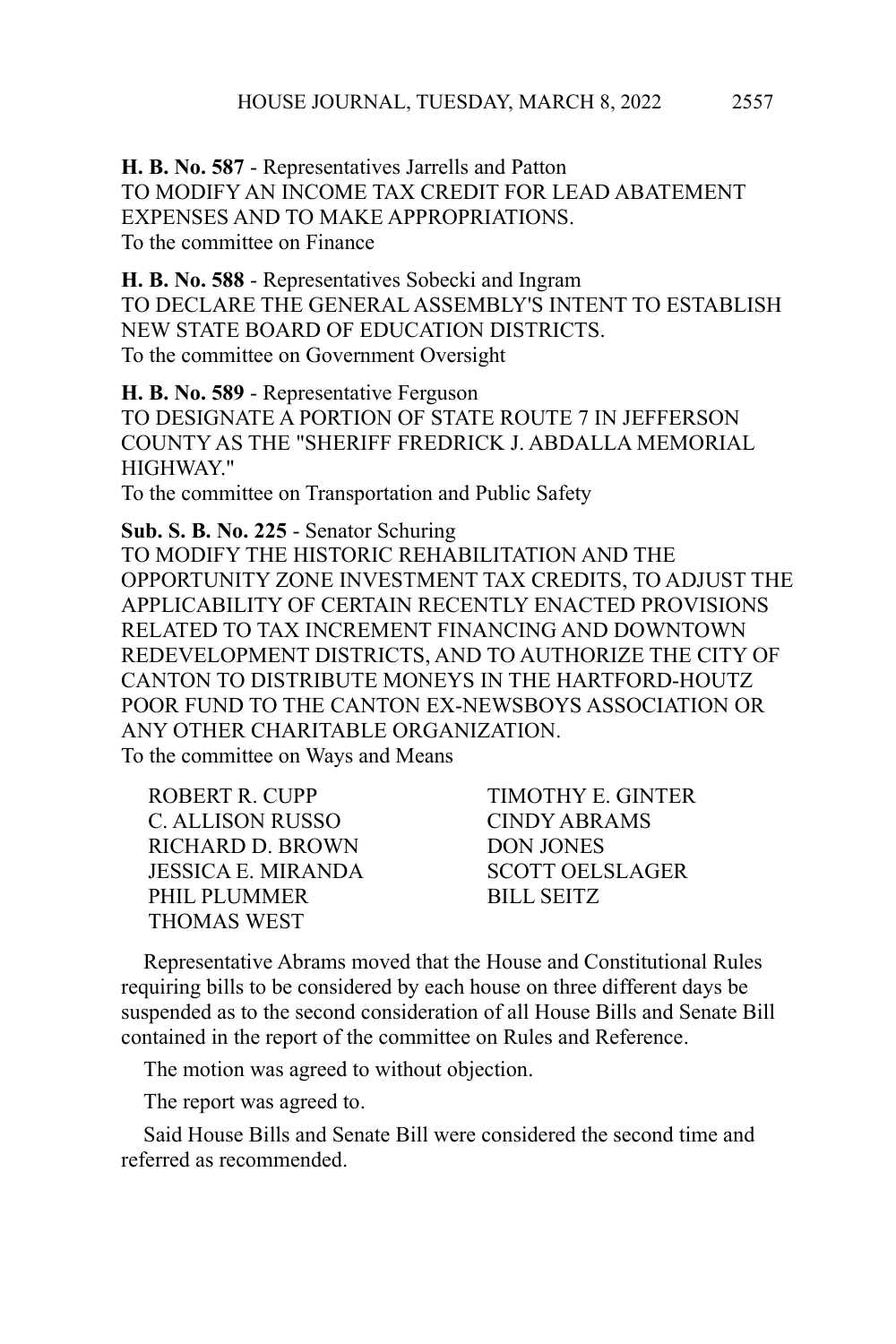**H. B. No. 587** - Representatives Jarrells and Patton
TO MODIFY AN INCOME TAX CREDIT FOR LEAD ABATEMENT EXPENSES AND TO MAKE APPROPRIATIONS.
To the committee on Finance

**H. B. No. 588** - Representatives Sobecki and Ingram
TO DECLARE THE GENERAL ASSEMBLY'S INTENT TO ESTABLISH NEW STATE BOARD OF EDUCATION DISTRICTS.
To the committee on Government Oversight

**H. B. No. 589** - Representative Ferguson
TO DESIGNATE A PORTION OF STATE ROUTE 7 IN JEFFERSON COUNTY AS THE "SHERIFF FREDRICK J. ABDALLA MEMORIAL HIGHWAY."
To the committee on Transportation and Public Safety

**Sub. S. B. No. 225** - Senator Schuring
TO MODIFY THE HISTORIC REHABILITATION AND THE OPPORTUNITY ZONE INVESTMENT TAX CREDITS, TO ADJUST THE APPLICABILITY OF CERTAIN RECENTLY ENACTED PROVISIONS RELATED TO TAX INCREMENT FINANCING AND DOWNTOWN REDEVELOPMENT DISTRICTS, AND TO AUTHORIZE THE CITY OF CANTON TO DISTRIBUTE MONEYS IN THE HARTFORD-HOUTZ POOR FUND TO THE CANTON EX-NEWSBOYS ASSOCIATION OR ANY OTHER CHARITABLE ORGANIZATION.
To the committee on Ways and Means

ROBERT R. CUPP
TIMOTHY E. GINTER
C. ALLISON RUSSO
CINDY ABRAMS
RICHARD D. BROWN
DON JONES
JESSICA E. MIRANDA
SCOTT OELSLAGER
PHIL PLUMMER
BILL SEITZ
THOMAS WEST

Representative Abrams moved that the House and Constitutional Rules requiring bills to be considered by each house on three different days be suspended as to the second consideration of all House Bills and Senate Bill contained in the report of the committee on Rules and Reference.

The motion was agreed to without objection.

The report was agreed to.

Said House Bills and Senate Bill were considered the second time and referred as recommended.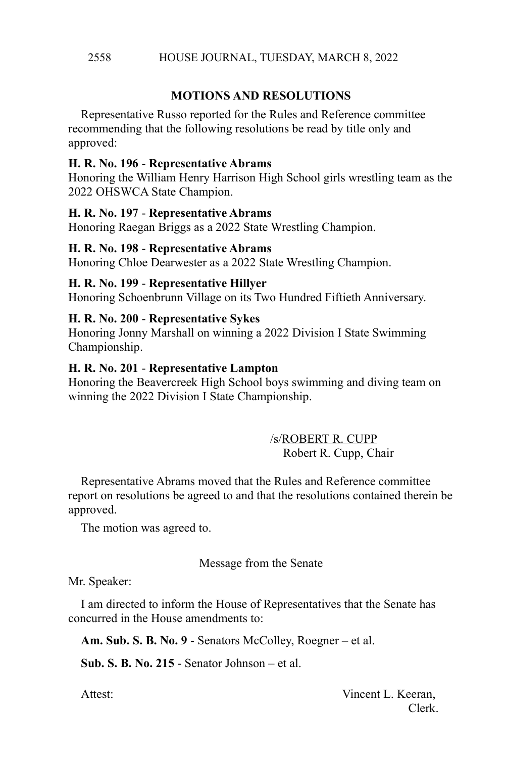## MOTIONS AND RESOLUTIONS

Representative Russo reported for the Rules and Reference committee recommending that the following resolutions be read by title only and approved:

**H. R. No. 196** - **Representative Abrams**
Honoring the William Henry Harrison High School girls wrestling team as the 2022 OHSWCA State Champion.

**H. R. No. 197** - **Representative Abrams**
Honoring Raegan Briggs as a 2022 State Wrestling Champion.

**H. R. No. 198** - **Representative Abrams**
Honoring Chloe Dearwester as a 2022 State Wrestling Champion.

**H. R. No. 199** - **Representative Hillyer**
Honoring Schoenbrunn Village on its Two Hundred Fiftieth Anniversary.

**H. R. No. 200** - **Representative Sykes**
Honoring Jonny Marshall on winning a 2022 Division I State Swimming Championship.

**H. R. No. 201** - **Representative Lampton**
Honoring the Beavercreek High School boys swimming and diving team on winning the 2022 Division I State Championship.

/s/ROBERT R. CUPP
Robert R. Cupp, Chair

Representative Abrams moved that the Rules and Reference committee report on resolutions be agreed to and that the resolutions contained therein be approved.

The motion was agreed to.

Message from the Senate

Mr. Speaker:

I am directed to inform the House of Representatives that the Senate has concurred in the House amendments to:

**Am. Sub. S. B. No. 9** - Senators McColley, Roegner – et al.

**Sub. S. B. No. 215** - Senator Johnson – et al.

Attest: Vincent L. Keeran,
Clerk.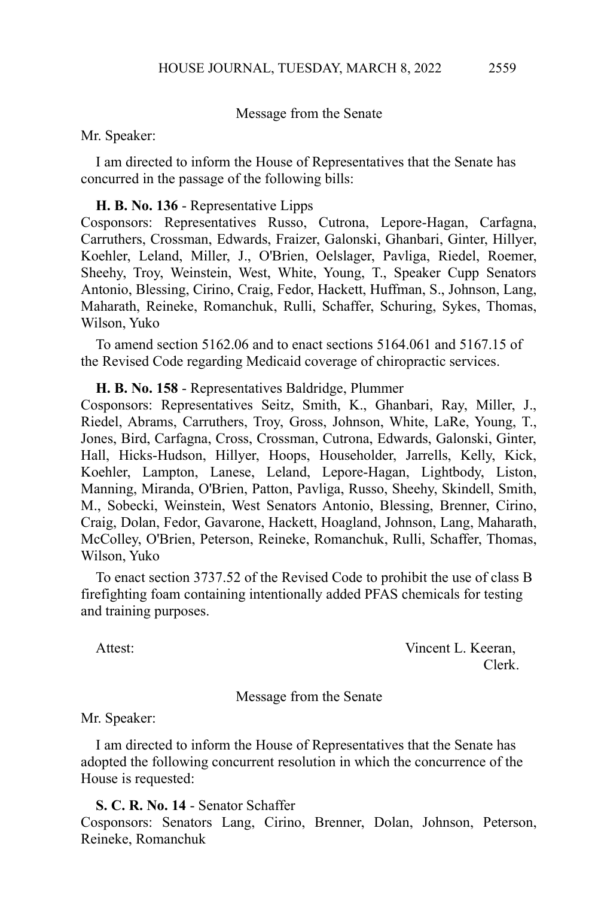Message from the Senate

Mr. Speaker:

I am directed to inform the House of Representatives that the Senate has concurred in the passage of the following bills:

**H. B. No. 136** - Representative Lipps
Cosponsors: Representatives Russo, Cutrona, Lepore-Hagan, Carfagna, Carruthers, Crossman, Edwards, Fraizer, Galonski, Ghanbari, Ginter, Hillyer, Koehler, Leland, Miller, J., O'Brien, Oelslager, Pavliga, Riedel, Roemer, Sheehy, Troy, Weinstein, West, White, Young, T., Speaker Cupp Senators Antonio, Blessing, Cirino, Craig, Fedor, Hackett, Huffman, S., Johnson, Lang, Maharath, Reineke, Romanchuk, Rulli, Schaffer, Schuring, Sykes, Thomas, Wilson, Yuko

To amend section 5162.06 and to enact sections 5164.061 and 5167.15 of the Revised Code regarding Medicaid coverage of chiropractic services.

**H. B. No. 158** - Representatives Baldridge, Plummer
Cosponsors: Representatives Seitz, Smith, K., Ghanbari, Ray, Miller, J., Riedel, Abrams, Carruthers, Troy, Gross, Johnson, White, LaRe, Young, T., Jones, Bird, Carfagna, Cross, Crossman, Cutrona, Edwards, Galonski, Ginter, Hall, Hicks-Hudson, Hillyer, Hoops, Householder, Jarrells, Kelly, Kick, Koehler, Lampton, Lanese, Leland, Lepore-Hagan, Lightbody, Liston, Manning, Miranda, O'Brien, Patton, Pavliga, Russo, Sheehy, Skindell, Smith, M., Sobecki, Weinstein, West Senators Antonio, Blessing, Brenner, Cirino, Craig, Dolan, Fedor, Gavarone, Hackett, Hoagland, Johnson, Lang, Maharath, McColley, O'Brien, Peterson, Reineke, Romanchuk, Rulli, Schaffer, Thomas, Wilson, Yuko

To enact section 3737.52 of the Revised Code to prohibit the use of class B firefighting foam containing intentionally added PFAS chemicals for testing and training purposes.

Attest: Vincent L. Keeran,
Clerk.

Message from the Senate

Mr. Speaker:

I am directed to inform the House of Representatives that the Senate has adopted the following concurrent resolution in which the concurrence of the House is requested:

**S. C. R. No. 14** - Senator Schaffer
Cosponsors: Senators Lang, Cirino, Brenner, Dolan, Johnson, Peterson, Reineke, Romanchuk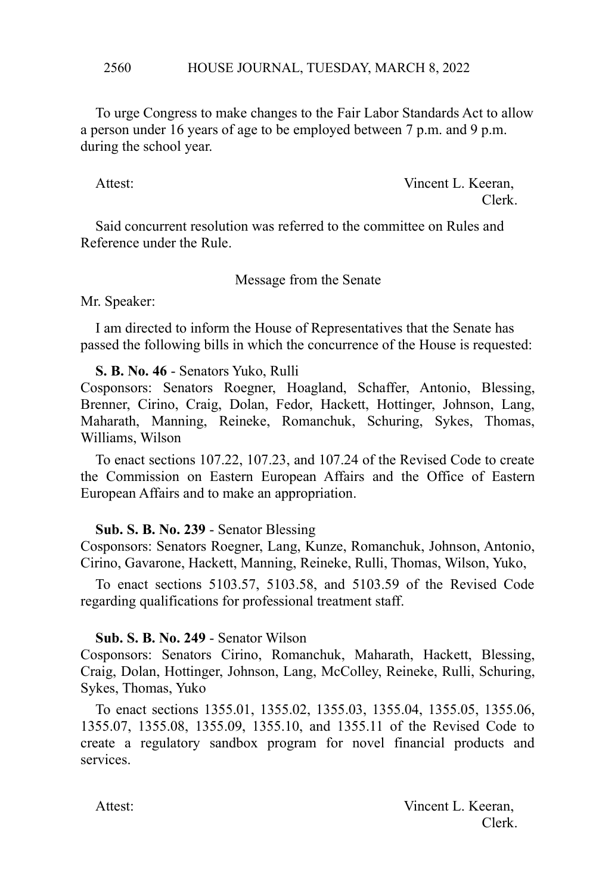To urge Congress to make changes to the Fair Labor Standards Act to allow a person under 16 years of age to be employed between 7 p.m. and 9 p.m. during the school year.

Attest: Vincent L. Keeran,
Clerk.

Said concurrent resolution was referred to the committee on Rules and Reference under the Rule.

Message from the Senate

Mr. Speaker:

I am directed to inform the House of Representatives that the Senate has passed the following bills in which the concurrence of the House is requested:

**S. B. No. 46** - Senators Yuko, Rulli
Cosponsors: Senators Roegner, Hoagland, Schaffer, Antonio, Blessing, Brenner, Cirino, Craig, Dolan, Fedor, Hackett, Hottinger, Johnson, Lang, Maharath, Manning, Reineke, Romanchuk, Schuring, Sykes, Thomas, Williams, Wilson

To enact sections 107.22, 107.23, and 107.24 of the Revised Code to create the Commission on Eastern European Affairs and the Office of Eastern European Affairs and to make an appropriation.

**Sub. S. B. No. 239** - Senator Blessing
Cosponsors: Senators Roegner, Lang, Kunze, Romanchuk, Johnson, Antonio, Cirino, Gavarone, Hackett, Manning, Reineke, Rulli, Thomas, Wilson, Yuko,

To enact sections 5103.57, 5103.58, and 5103.59 of the Revised Code regarding qualifications for professional treatment staff.

**Sub. S. B. No. 249** - Senator Wilson
Cosponsors: Senators Cirino, Romanchuk, Maharath, Hackett, Blessing, Craig, Dolan, Hottinger, Johnson, Lang, McColley, Reineke, Rulli, Schuring, Sykes, Thomas, Yuko

To enact sections 1355.01, 1355.02, 1355.03, 1355.04, 1355.05, 1355.06, 1355.07, 1355.08, 1355.09, 1355.10, and 1355.11 of the Revised Code to create a regulatory sandbox program for novel financial products and services.

Attest: Vincent L. Keeran,
Clerk.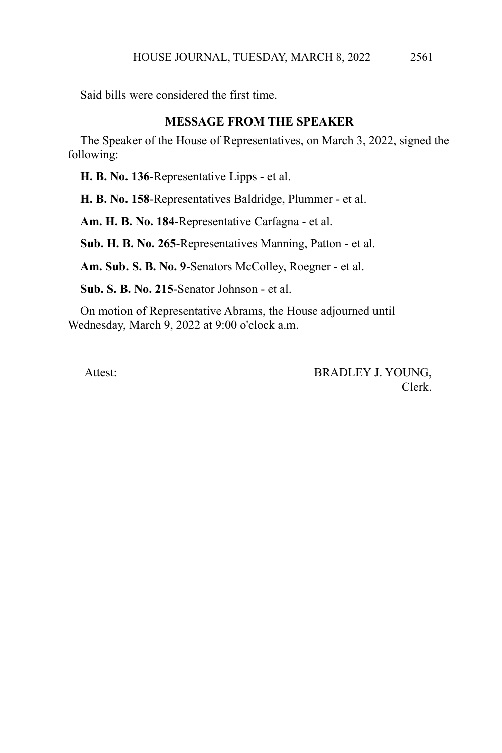Said bills were considered the first time.

## MESSAGE FROM THE SPEAKER

The Speaker of the House of Representatives, on March 3, 2022, signed the following:

**H. B. No. 136**-Representative Lipps - et al.

**H. B. No. 158**-Representatives Baldridge, Plummer - et al.

**Am. H. B. No. 184**-Representative Carfagna - et al.

**Sub. H. B. No. 265**-Representatives Manning, Patton - et al.

**Am. Sub. S. B. No. 9**-Senators McColley, Roegner - et al.

**Sub. S. B. No. 215**-Senator Johnson - et al.

On motion of Representative Abrams, the House adjourned until Wednesday, March 9, 2022 at 9:00 o'clock a.m.

Attest: BRADLEY J. YOUNG,
Clerk.